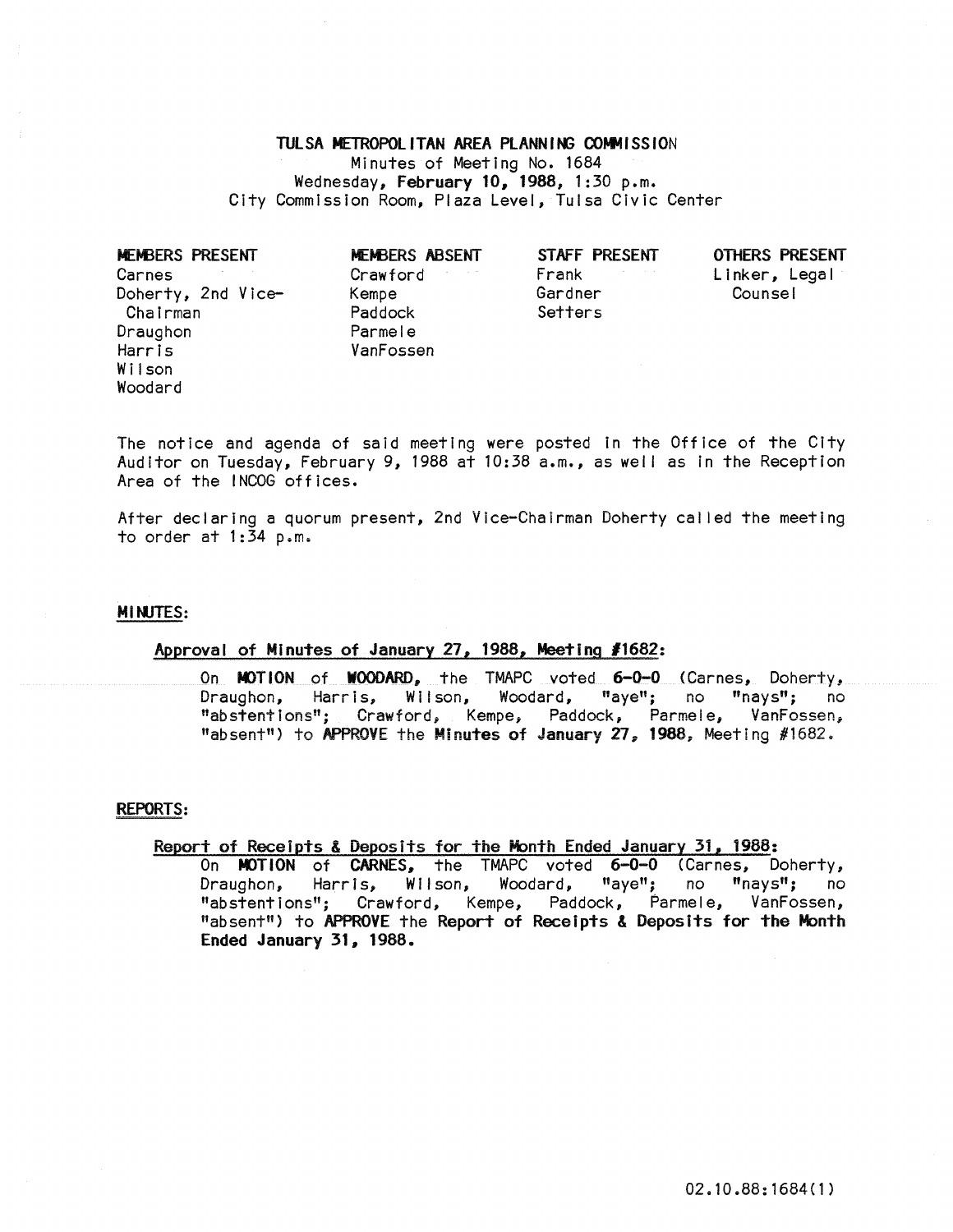# TULSA METROPOLITAN AREA PLANNING COMMISSION

Minutes of Meeting No. 1684
Wednesday, **February 10, 1988**, 1:30 p.m.
City Commission Room, Plaza Level, Tulsa Civic Center

| MEMBERS PRESENT | MEMBERS ABSENT | STAFF PRESENT | OTHERS PRESENT |
|---|---|---|---|
| Carnes | Crawford | Frank | Linker, Legal Counsel |
| Doherty, 2nd Vice-Chairman | Kempe | Gardner | |
| Draughon | Paddock | Setters | |
| Harris | Parmele | | |
| Wilson | VanFossen | | |
| Woodard | | | |

The notice and agenda of said meeting were posted in the Office of the City Auditor on Tuesday, February 9, 1988 at 10:38 a.m., as well as in the Reception Area of the INCOG offices.

After declaring a quorum present, 2nd Vice-Chairman Doherty called the meeting to order at 1:34 p.m.

## MINUTES:

### Approval of Minutes of January 27, 1988, Meeting #1682:

On **MOTION** of **WOODARD**, the TMAPC voted **6-0-0** (Carnes, Doherty, Draughon, Harris, Wilson, Woodard, "aye"; no "nays"; no "abstentions"; Crawford, Kempe, Paddock, Parmele, VanFossen, "absent") to **APPROVE** the **Minutes of January 27, 1988**, Meeting #1682.

## REPORTS:

### Report of Receipts & Deposits for the Month Ended January 31, 1988:

On **MOTION** of **CARNES**, the TMAPC voted **6-0-0** (Carnes, Doherty, Draughon, Harris, Wilson, Woodard, "aye"; no "nays"; no "abstentions"; Crawford, Kempe, Paddock, Parmele, VanFossen, "absent") to **APPROVE** the **Report of Receipts & Deposits for the Month Ended January 31, 1988.**

02.10.88:1684(1)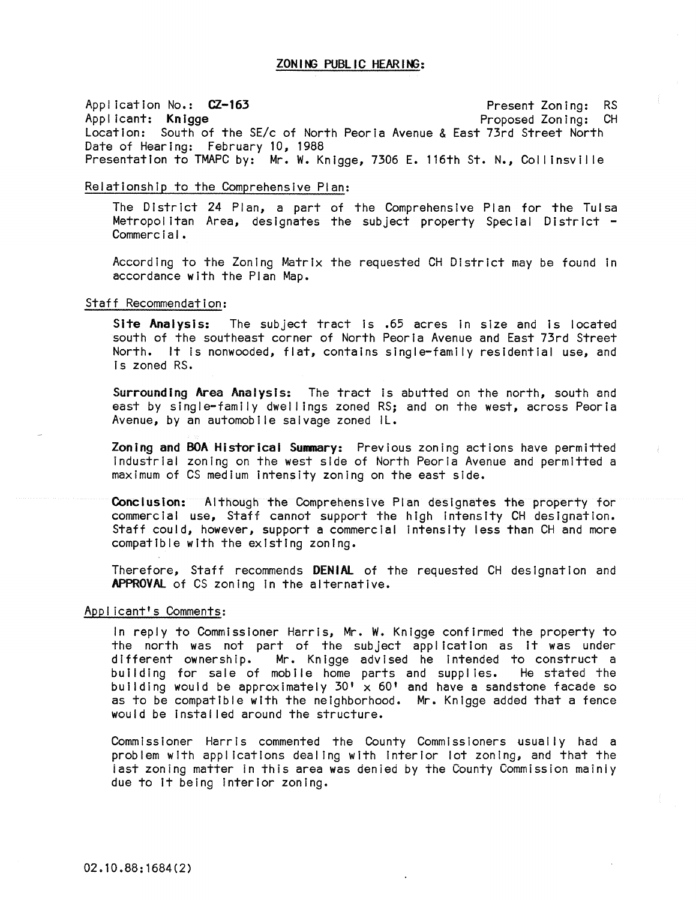## ZONING PUBLIC HEARING:

Application No.: **CZ-163** Present Zoning: RS
Applicant: **Knigge** Proposed Zoning: CH
Location: South of the SE/c of North Peoria Avenue & East 73rd Street North
Date of Hearing: February 10, 1988
Presentation to TMAPC by: Mr. W. Knigge, 7306 E. 116th St. N., Collinsville

### Relationship to the Comprehensive Plan:

The District 24 Plan, a part of the Comprehensive Plan for the Tulsa Metropolitan Area, designates the subject property Special District - Commercial.

According to the Zoning Matrix the requested CH District may be found in accordance with the Plan Map.

### Staff Recommendation:

**Site Analysis:** The subject tract is .65 acres in size and is located south of the southeast corner of North Peoria Avenue and East 73rd Street North. It is nonwooded, flat, contains single-family residential use, and is zoned RS.

**Surrounding Area Analysis:** The tract is abutted on the north, south and east by single-family dwellings zoned RS; and on the west, across Peoria Avenue, by an automobile salvage zoned IL.

**Zoning and BOA Historical Summary:** Previous zoning actions have permitted industrial zoning on the west side of North Peoria Avenue and permitted a maximum of CS medium intensity zoning on the east side.

**Conclusion:** Although the Comprehensive Plan designates the property for commercial use, Staff cannot support the high intensity CH designation. Staff could, however, support a commercial intensity less than CH and more compatible with the existing zoning.

Therefore, Staff recommends **DENIAL** of the requested CH designation and **APPROVAL** of CS zoning in the alternative.

### Applicant's Comments:

In reply to Commissioner Harris, Mr. W. Knigge confirmed the property to the north was not part of the subject application as it was under different ownership. Mr. Knigge advised he intended to construct a building for sale of mobile home parts and supplies. He stated the building would be approximately 30' x 60' and have a sandstone facade so as to be compatible with the neighborhood. Mr. Knigge added that a fence would be installed around the structure.

Commissioner Harris commented the County Commissioners usually had a problem with applications dealing with interior lot zoning, and that the last zoning matter in this area was denied by the County Commission mainly due to it being interior zoning.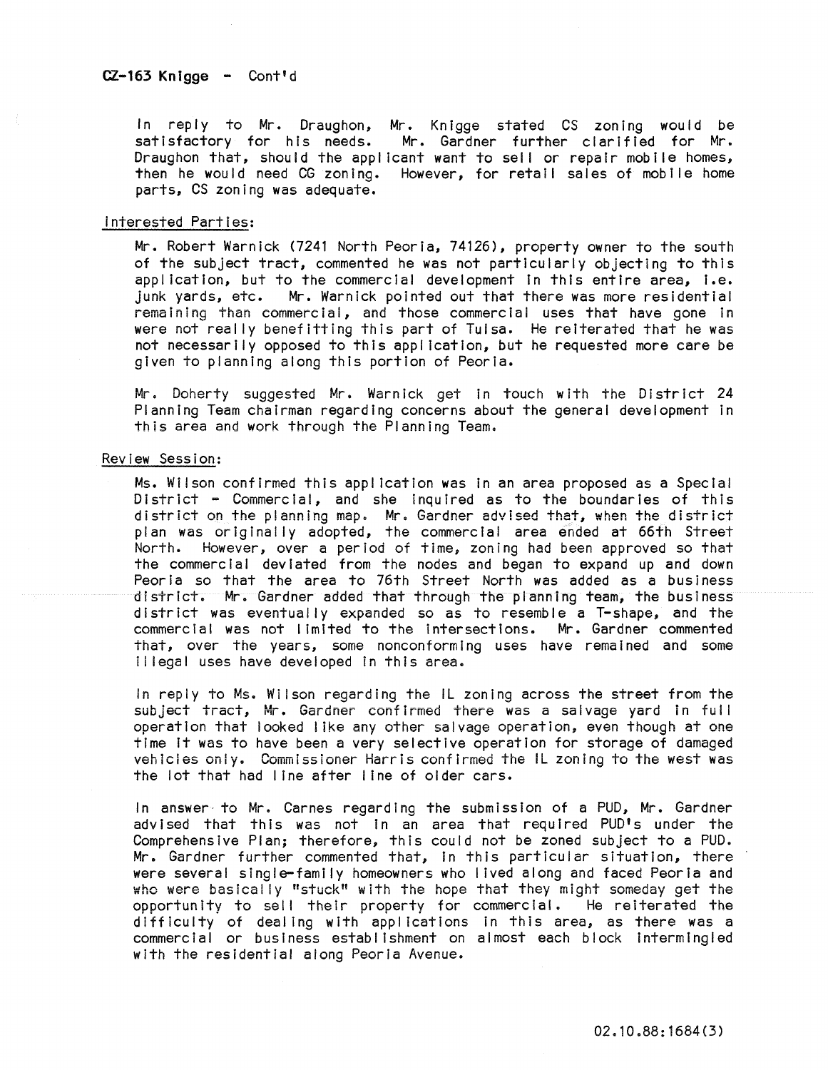**CZ-163 Knigge - Cont'd**

In reply to Mr. Draughon, Mr. Knigge stated CS zoning would be satisfactory for his needs. Mr. Gardner further clarified for Mr. Draughon that, should the applicant want to sell or repair mobile homes, then he would need CG zoning. However, for retail sales of mobile home parts, CS zoning was adequate.

Interested Parties:

Mr. Robert Warnick (7241 North Peoria, 74126), property owner to the south of the subject tract, commented he was not particularly objecting to this application, but to the commercial development in this entire area, i.e. junk yards, etc. Mr. Warnick pointed out that there was more residential remaining than commercial, and those commercial uses that have gone in were not really benefitting this part of Tulsa. He reiterated that he was not necessarily opposed to this application, but he requested more care be given to planning along this portion of Peoria.

Mr. Doherty suggested Mr. Warnick get in touch with the District 24 Planning Team chairman regarding concerns about the general development in this area and work through the Planning Team.

Review Session:

Ms. Wilson confirmed this application was in an area proposed as a Special District - Commercial, and she inquired as to the boundaries of this district on the planning map. Mr. Gardner advised that, when the district plan was originally adopted, the commercial area ended at 66th Street North. However, over a period of time, zoning had been approved so that the commercial deviated from the nodes and began to expand up and down Peoria so that the area to 76th Street North was added as a business district. Mr. Gardner added that through the planning team, the business district was eventually expanded so as to resemble a T-shape, and the commercial was not limited to the intersections. Mr. Gardner commented that, over the years, some nonconforming uses have remained and some illegal uses have developed in this area.

In reply to Ms. Wilson regarding the IL zoning across the street from the subject tract, Mr. Gardner confirmed there was a salvage yard in full operation that looked like any other salvage operation, even though at one time it was to have been a very selective operation for storage of damaged vehicles only. Commissioner Harris confirmed the IL zoning to the west was the lot that had line after line of older cars.

In answer to Mr. Carnes regarding the submission of a PUD, Mr. Gardner advised that this was not in an area that required PUD's under the Comprehensive Plan; therefore, this could not be zoned subject to a PUD. Mr. Gardner further commented that, in this particular situation, there were several single-family homeowners who lived along and faced Peoria and who were basically "stuck" with the hope that they might someday get the opportunity to sell their property for commercial. He reiterated the difficulty of dealing with applications in this area, as there was a commercial or business establishment on almost each block intermingled with the residential along Peoria Avenue.

02.10.88:1684(3)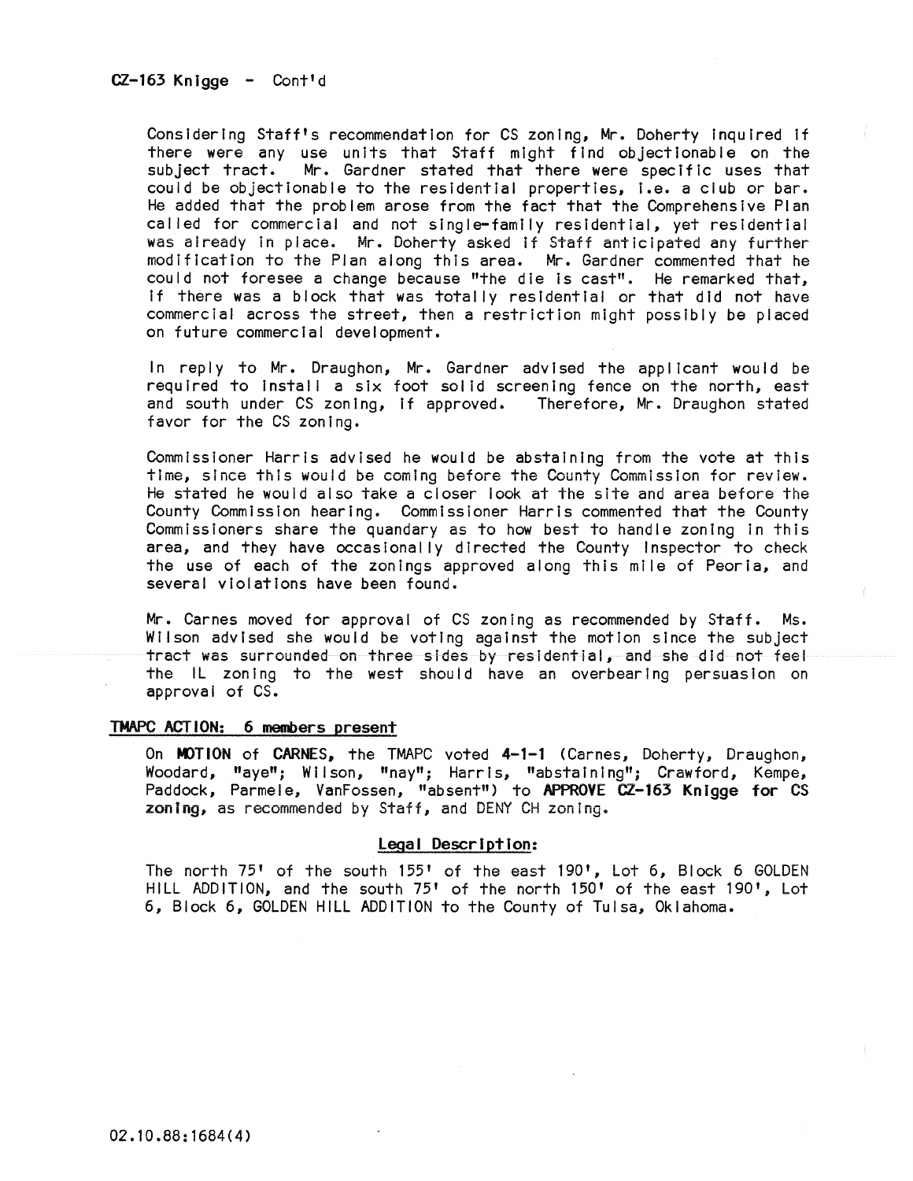CZ-163 Knigge - Cont'd

Considering Staff's recommendation for CS zoning, Mr. Doherty inquired if there were any use units that Staff might find objectionable on the subject tract. Mr. Gardner stated that there were specific uses that could be objectionable to the residential properties, i.e. a club or bar. He added that the problem arose from the fact that the Comprehensive Plan called for commercial and not single-family residential, yet residential was already in place. Mr. Doherty asked if Staff anticipated any further modification to the Plan along this area. Mr. Gardner commented that he could not foresee a change because "the die is cast". He remarked that, if there was a block that was totally residential or that did not have commercial across the street, then a restriction might possibly be placed on future commercial development.

In reply to Mr. Draughon, Mr. Gardner advised the applicant would be required to install a six foot solid screening fence on the north, east and south under CS zoning, if approved. Therefore, Mr. Draughon stated favor for the CS zoning.

Commissioner Harris advised he would be abstaining from the vote at this time, since this would be coming before the County Commission for review. He stated he would also take a closer look at the site and area before the County Commission hearing. Commissioner Harris commented that the County Commissioners share the quandary as to how best to handle zoning in this area, and they have occasionally directed the County Inspector to check the use of each of the zonings approved along this mile of Peoria, and several violations have been found.

Mr. Carnes moved for approval of CS zoning as recommended by Staff. Ms. Wilson advised she would be voting against the motion since the subject tract was surrounded on three sides by residential, and she did not feel the IL zoning to the west should have an overbearing persuasion on approval of CS.

**TMAPC ACTION: 6 members present**

On **MOTION** of **CARNES**, the TMAPC voted **4-1-1** (Carnes, Doherty, Draughon, Woodard, "aye"; Wilson, "nay"; Harris, "abstaining"; Crawford, Kempe, Paddock, Parmele, VanFossen, "absent") to **APPROVE CZ-163 Knigge for CS zoning**, as recommended by Staff, and DENY CH zoning.

**Legal Description:**

The north 75' of the south 155' of the east 190', Lot 6, Block 6 GOLDEN HILL ADDITION, and the south 75' of the north 150' of the east 190', Lot 6, Block 6, GOLDEN HILL ADDITION to the County of Tulsa, Oklahoma.

02.10.88:1684(4)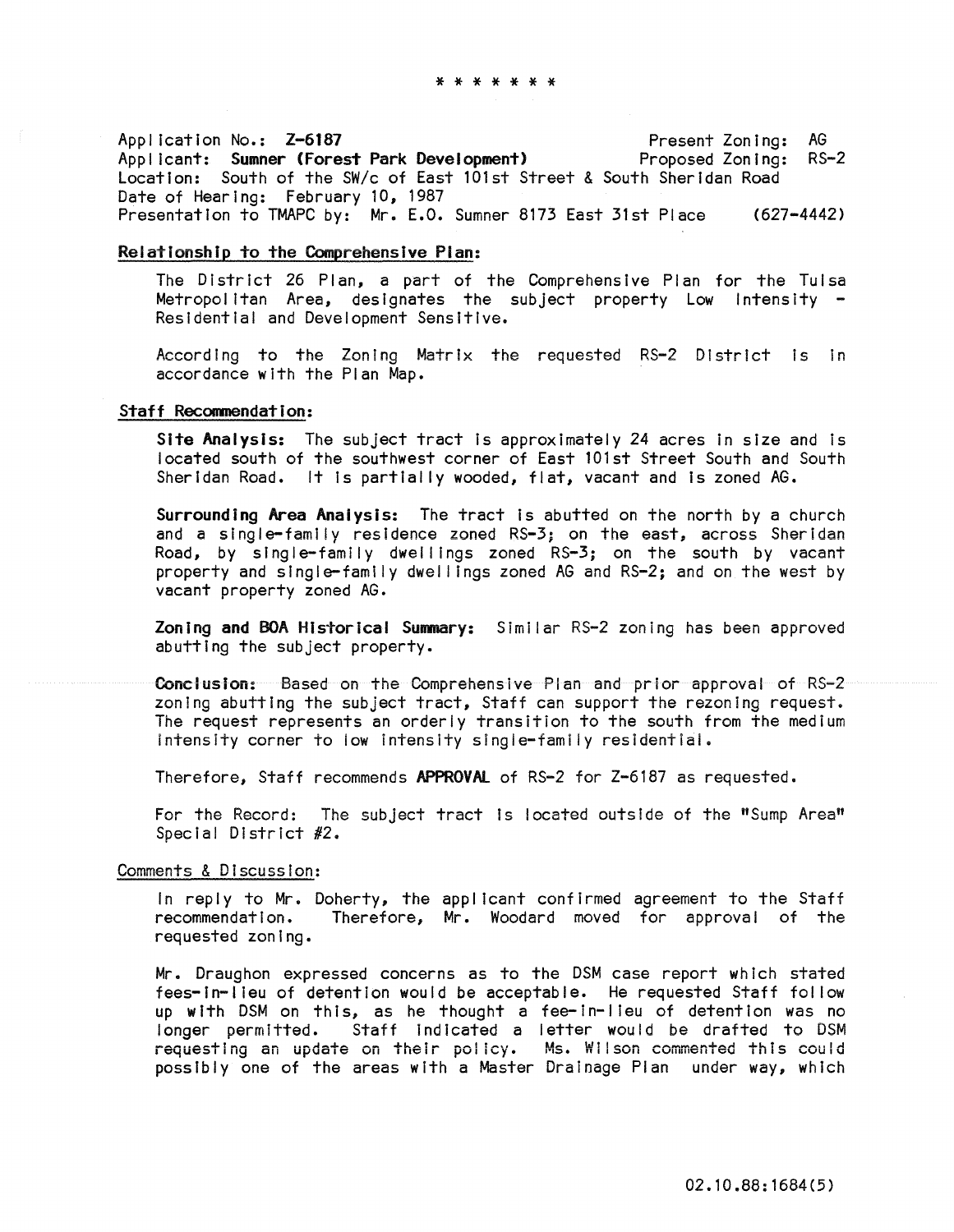* * * * * * *

Application No.: **Z-6187** Present Zoning: AG
Applicant: **Sumner (Forest Park Development)** Proposed Zoning: RS-2
Location: South of the SW/c of East 101st Street & South Sheridan Road
Date of Hearing: February 10, 1987
Presentation to TMAPC by: Mr. E.O. Sumner 8173 East 31st Place (627-4442)

**Relationship to the Comprehensive Plan:**

The District 26 Plan, a part of the Comprehensive Plan for the Tulsa Metropolitan Area, designates the subject property Low Intensity - Residential and Development Sensitive.

According to the Zoning Matrix the requested RS-2 District is in accordance with the Plan Map.

**Staff Recommendation:**

**Site Analysis:** The subject tract is approximately 24 acres in size and is located south of the southwest corner of East 101st Street South and South Sheridan Road. It is partially wooded, flat, vacant and is zoned AG.

**Surrounding Area Analysis:** The tract is abutted on the north by a church and a single-family residence zoned RS-3; on the east, across Sheridan Road, by single-family dwellings zoned RS-3; on the south by vacant property and single-family dwellings zoned AG and RS-2; and on the west by vacant property zoned AG.

**Zoning and BOA Historical Summary:** Similar RS-2 zoning has been approved abutting the subject property.

**Conclusion:** Based on the Comprehensive Plan and prior approval of RS-2 zoning abutting the subject tract, Staff can support the rezoning request. The request represents an orderly transition to the south from the medium intensity corner to low intensity single-family residential.

Therefore, Staff recommends **APPROVAL** of RS-2 for Z-6187 as requested.

For the Record: The subject tract is located outside of the "Sump Area" Special District #2.

Comments & Discussion:

In reply to Mr. Doherty, the applicant confirmed agreement to the Staff recommendation. Therefore, Mr. Woodard moved for approval of the requested zoning.

Mr. Draughon expressed concerns as to the DSM case report which stated fees-in-lieu of detention would be acceptable. He requested Staff follow up with DSM on this, as he thought a fee-in-lieu of detention was no longer permitted. Staff indicated a letter would be drafted to DSM requesting an update on their policy. Ms. Wilson commented this could possibly one of the areas with a Master Drainage Plan under way, which

02.10.88:1684(5)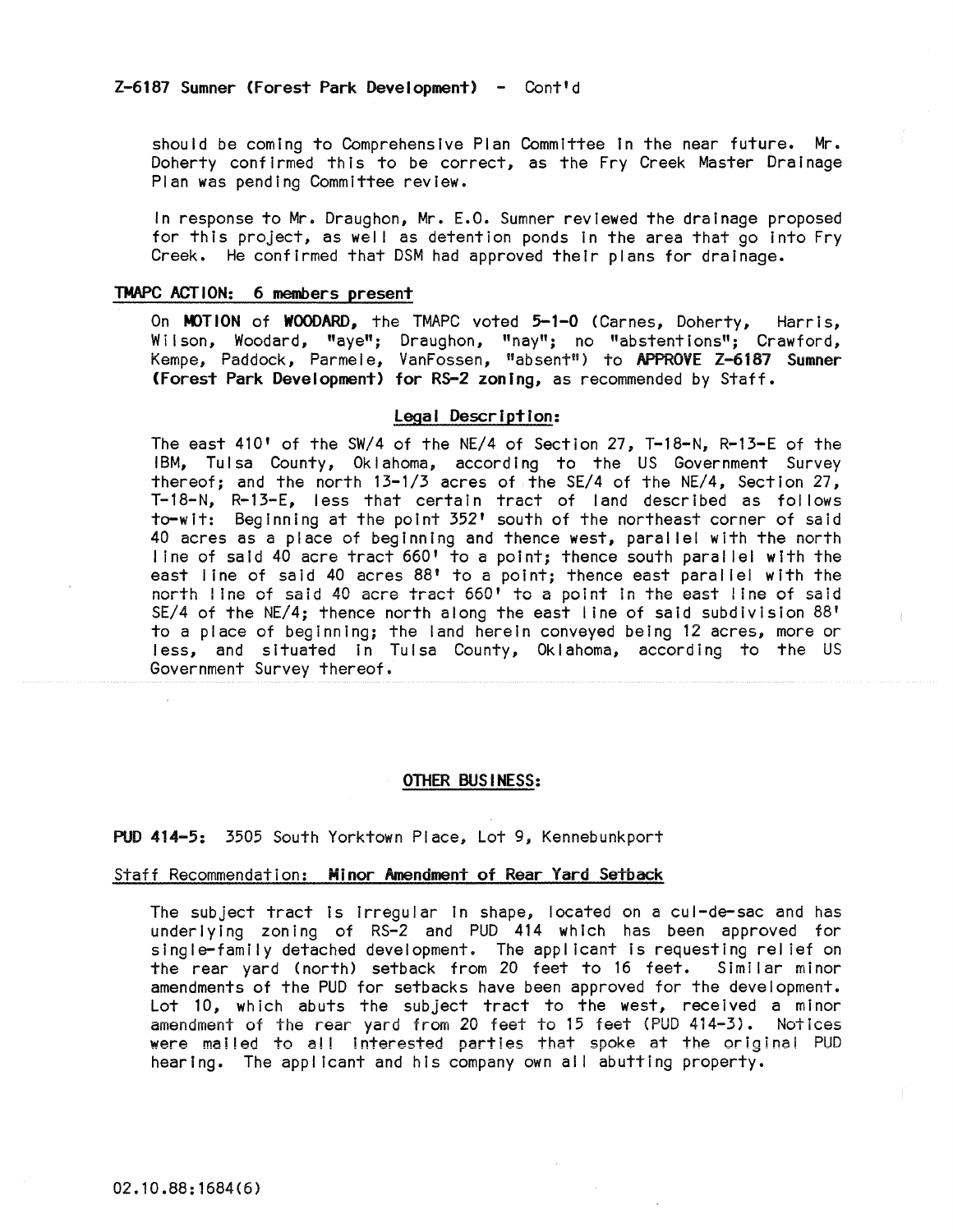Z-6187 Sumner (Forest Park Development) - Cont'd

should be coming to Comprehensive Plan Committee in the near future. Mr. Doherty confirmed this to be correct, as the Fry Creek Master Drainage Plan was pending Committee review.

In response to Mr. Draughon, Mr. E.O. Sumner reviewed the drainage proposed for this project, as well as detention ponds in the area that go into Fry Creek. He confirmed that DSM had approved their plans for drainage.

**TMAPC ACTION: 6 members present**

On **MOTION** of **WOODARD,** the TMAPC voted **5-1-0** (Carnes, Doherty, Harris, Wilson, Woodard, "aye"; Draughon, "nay"; no "abstentions"; Crawford, Kempe, Paddock, Parmele, VanFossen, "absent") to **APPROVE Z-6187 Sumner (Forest Park Development) for RS-2 zoning,** as recommended by Staff.

**Legal Description:**

The east 410' of the SW/4 of the NE/4 of Section 27, T-18-N, R-13-E of the IBM, Tulsa County, Oklahoma, according to the US Government Survey thereof; and the north 13-1/3 acres of the SE/4 of the NE/4, Section 27, T-18-N, R-13-E, less that certain tract of land described as follows to-wit: Beginning at the point 352' south of the northeast corner of said 40 acres as a place of beginning and thence west, parallel with the north line of said 40 acre tract 660' to a point; thence south parallel with the east line of said 40 acres 88' to a point; thence east parallel with the north line of said 40 acre tract 660' to a point in the east line of said SE/4 of the NE/4; thence north along the east line of said subdivision 88' to a place of beginning; the land herein conveyed being 12 acres, more or less, and situated in Tulsa County, Oklahoma, according to the US Government Survey thereof.

**OTHER BUSINESS:**

**PUD 414-5:** 3505 South Yorktown Place, Lot 9, Kennebunkport

Staff Recommendation: **Minor Amendment of Rear Yard Setback**

The subject tract is irregular in shape, located on a cul-de-sac and has underlying zoning of RS-2 and PUD 414 which has been approved for single-family detached development. The applicant is requesting relief on the rear yard (north) setback from 20 feet to 16 feet. Similar minor amendments of the PUD for setbacks have been approved for the development. Lot 10, which abuts the subject tract to the west, received a minor amendment of the rear yard from 20 feet to 15 feet (PUD 414-3). Notices were mailed to all interested parties that spoke at the original PUD hearing. The applicant and his company own all abutting property.

02.10.88:1684(6)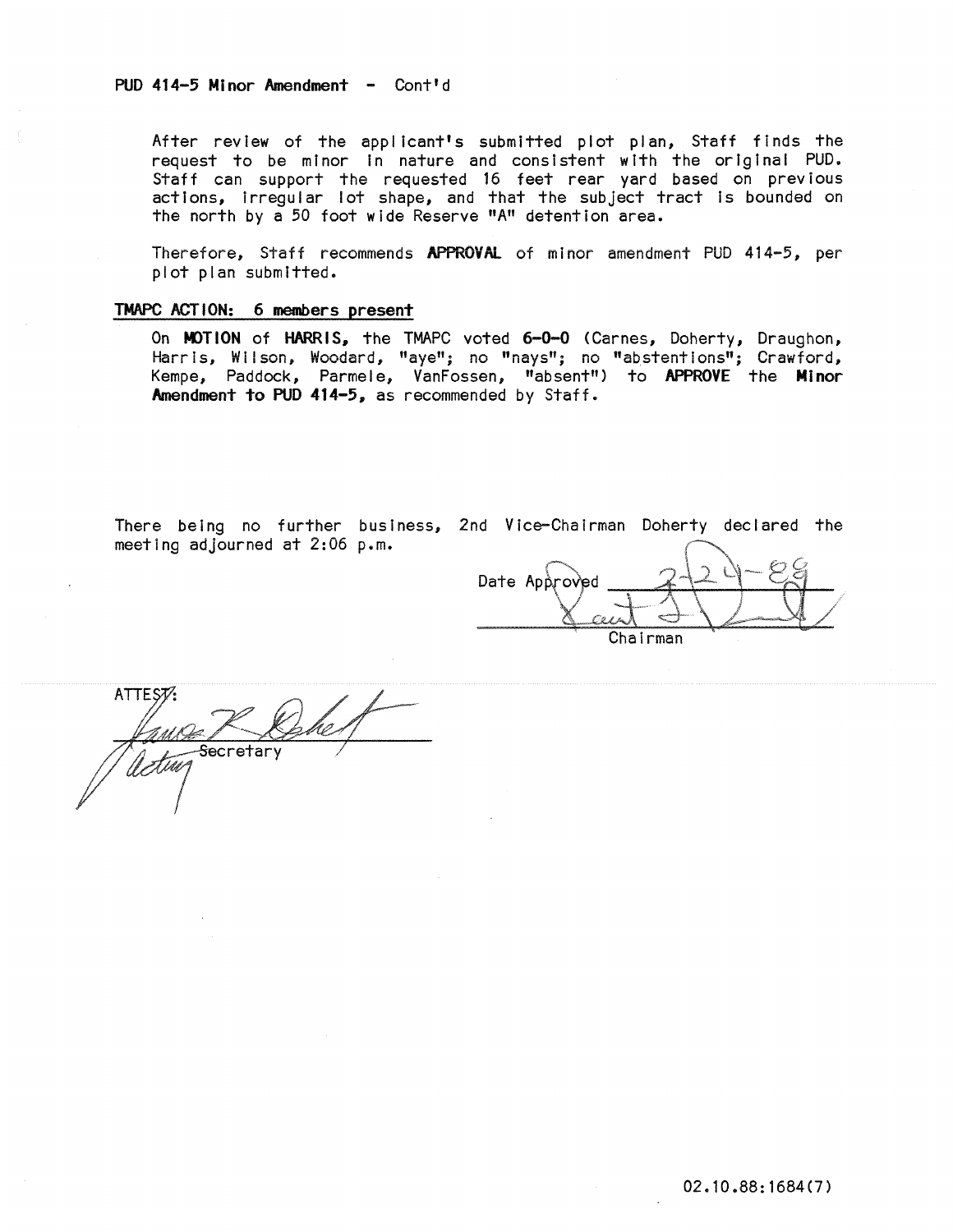**PUD 414-5 Minor Amendment** - Cont'd

After review of the applicant's submitted plot plan, Staff finds the request to be minor in nature and consistent with the original PUD. Staff can support the requested 16 feet rear yard based on previous actions, irregular lot shape, and that the subject tract is bounded on the north by a 50 foot wide Reserve "A" detention area.

Therefore, Staff recommends **APPROVAL** of minor amendment PUD 414-5, per plot plan submitted.

**TMAPC ACTION: 6 members present**

On **MOTION** of **HARRIS,** the TMAPC voted **6-0-0** (Carnes, Doherty, Draughon, Harris, Wilson, Woodard, "aye"; no "nays"; no "abstentions"; Crawford, Kempe, Paddock, Parmele, VanFossen, "absent") to **APPROVE** the **Minor Amendment to PUD 414-5,** as recommended by Staff.

There being no further business, 2nd Vice-Chairman Doherty declared the meeting adjourned at 2:06 p.m.

Date Approved 2-24-88

Chairman

ATTEST:

Acting Secretary

02.10.88:1684(7)